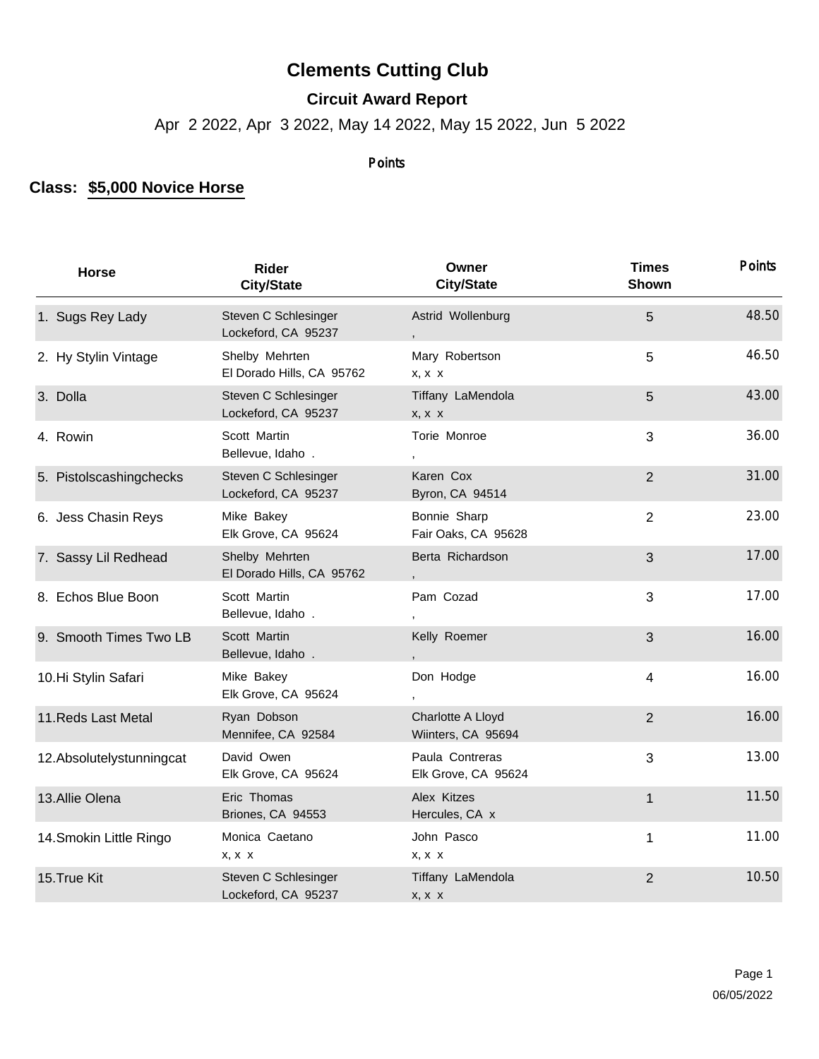# Clements Cutting Club

## Circuit Award Report

Apr 2 2022, Apr 3 2022, May 14 2022, May 15 2022, Jun 5 2022

Points

### Class: $5,000 Novice Horse

| Horse | Rider City/State | Owner City/State | Times Shown | Points |
|---|---|---|---|---|
| 1. Sugs Rey Lady | Steven C Schlesinger<br>Lockeford, CA 95237 | Astrid Wollenburg<br>, | 5 | 48.50 |
| 2. Hy Stylin Vintage | Shelby Mehrten<br>El Dorado Hills, CA 95762 | Mary Robertson<br>x, x x | 5 | 46.50 |
| 3. Dolla | Steven C Schlesinger<br>Lockeford, CA 95237 | Tiffany LaMendola<br>x, x x | 5 | 43.00 |
| 4. Rowin | Scott Martin<br>Bellevue, Idaho . | Torie Monroe<br>, | 3 | 36.00 |
| 5. Pistolscashingchecks | Steven C Schlesinger<br>Lockeford, CA 95237 | Karen Cox<br>Byron, CA 94514 | 2 | 31.00 |
| 6. Jess Chasin Reys | Mike Bakey<br>Elk Grove, CA 95624 | Bonnie Sharp<br>Fair Oaks, CA 95628 | 2 | 23.00 |
| 7. Sassy Lil Redhead | Shelby Mehrten<br>El Dorado Hills, CA 95762 | Berta Richardson<br>, | 3 | 17.00 |
| 8. Echos Blue Boon | Scott Martin<br>Bellevue, Idaho . | Pam Cozad<br>, | 3 | 17.00 |
| 9. Smooth Times Two LB | Scott Martin<br>Bellevue, Idaho . | Kelly Roemer<br>, | 3 | 16.00 |
| 10.Hi Stylin Safari | Mike Bakey<br>Elk Grove, CA 95624 | Don Hodge<br>, | 4 | 16.00 |
| 11.Reds Last Metal | Ryan Dobson<br>Mennifee, CA 92584 | Charlotte A Lloyd<br>Wiinters, CA 95694 | 2 | 16.00 |
| 12.Absolutelystunningcat | David Owen<br>Elk Grove, CA 95624 | Paula Contreras<br>Elk Grove, CA 95624 | 3 | 13.00 |
| 13.Allie Olena | Eric Thomas<br>Briones, CA 94553 | Alex Kitzes<br>Hercules, CA x | 1 | 11.50 |
| 14.Smokin Little Ringo | Monica Caetano<br>x, x x | John Pasco<br>x, x x | 1 | 11.00 |
| 15.True Kit | Steven C Schlesinger<br>Lockeford, CA 95237 | Tiffany LaMendola<br>x, x x | 2 | 10.50 |

06/05/2022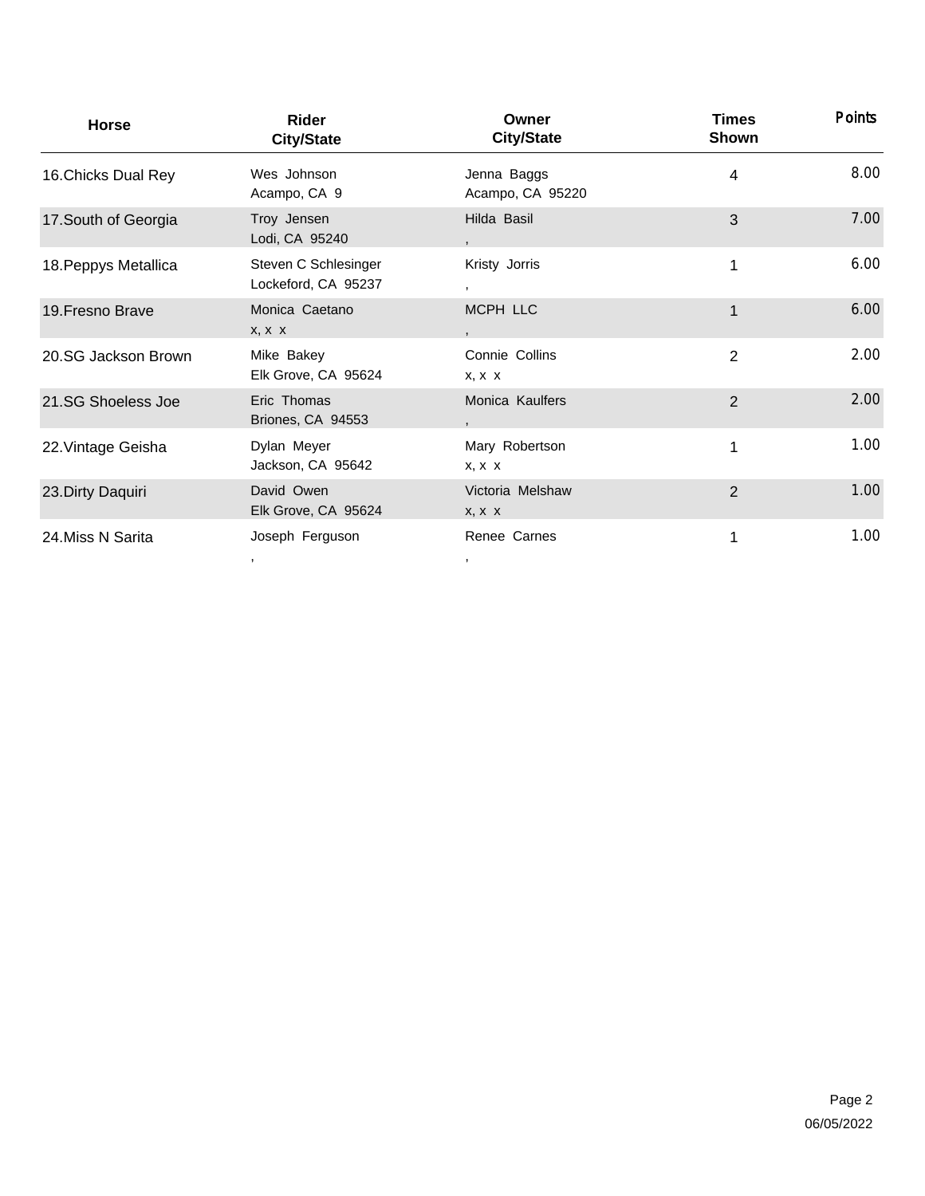| Horse | Rider City/State | Owner City/State | Times Shown | Points |
|---|---|---|---|---|
| 16.Chicks Dual Rey | Wes Johnson<br>Acampo, CA 9 | Jenna Baggs<br>Acampo, CA 95220 | 4 | 8.00 |
| 17.South of Georgia | Troy Jensen<br>Lodi, CA 95240 | Hilda Basil<br>, | 3 | 7.00 |
| 18.Peppys Metallica | Steven C Schlesinger<br>Lockeford, CA 95237 | Kristy Jorris<br>, | 1 | 6.00 |
| 19.Fresno Brave | Monica Caetano<br>x, x x | MCPH LLC<br>, | 1 | 6.00 |
| 20.SG Jackson Brown | Mike Bakey<br>Elk Grove, CA 95624 | Connie Collins<br>x, x x | 2 | 2.00 |
| 21.SG Shoeless Joe | Eric Thomas<br>Briones, CA 94553 | Monica Kaulfers<br>, | 2 | 2.00 |
| 22.Vintage Geisha | Dylan Meyer<br>Jackson, CA 95642 | Mary Robertson<br>x, x x | 1 | 1.00 |
| 23.Dirty Daquiri | David Owen<br>Elk Grove, CA 95624 | Victoria Melshaw<br>x, x x | 2 | 1.00 |
| 24.Miss N Sarita | Joseph Ferguson<br>, | Renee Carnes<br>, | 1 | 1.00 |

06/05/2022